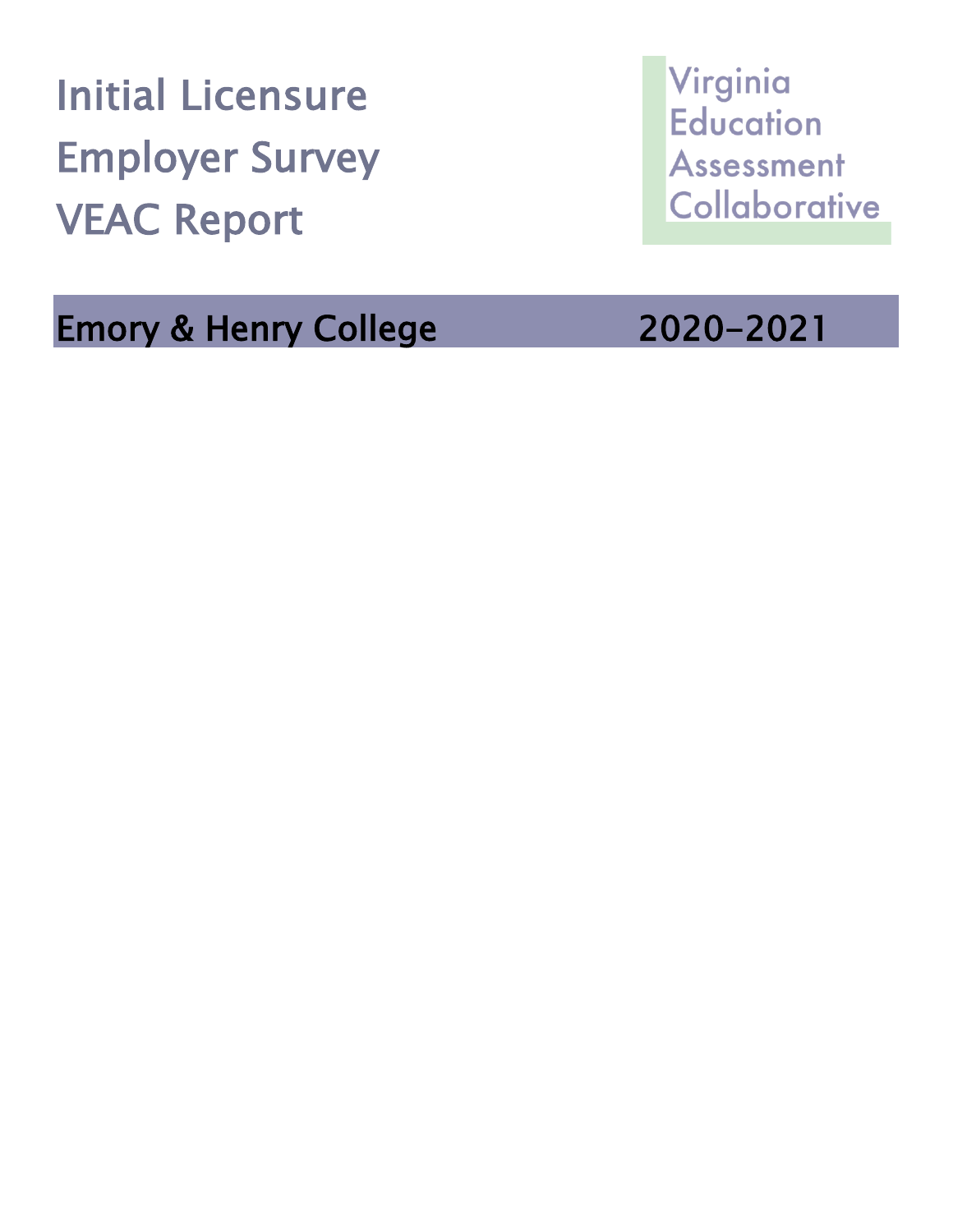# Initial Licensure Employer Survey VEAC Report

Virginia Education Assessment Collaborative

## Emory & Henry College 2020-2021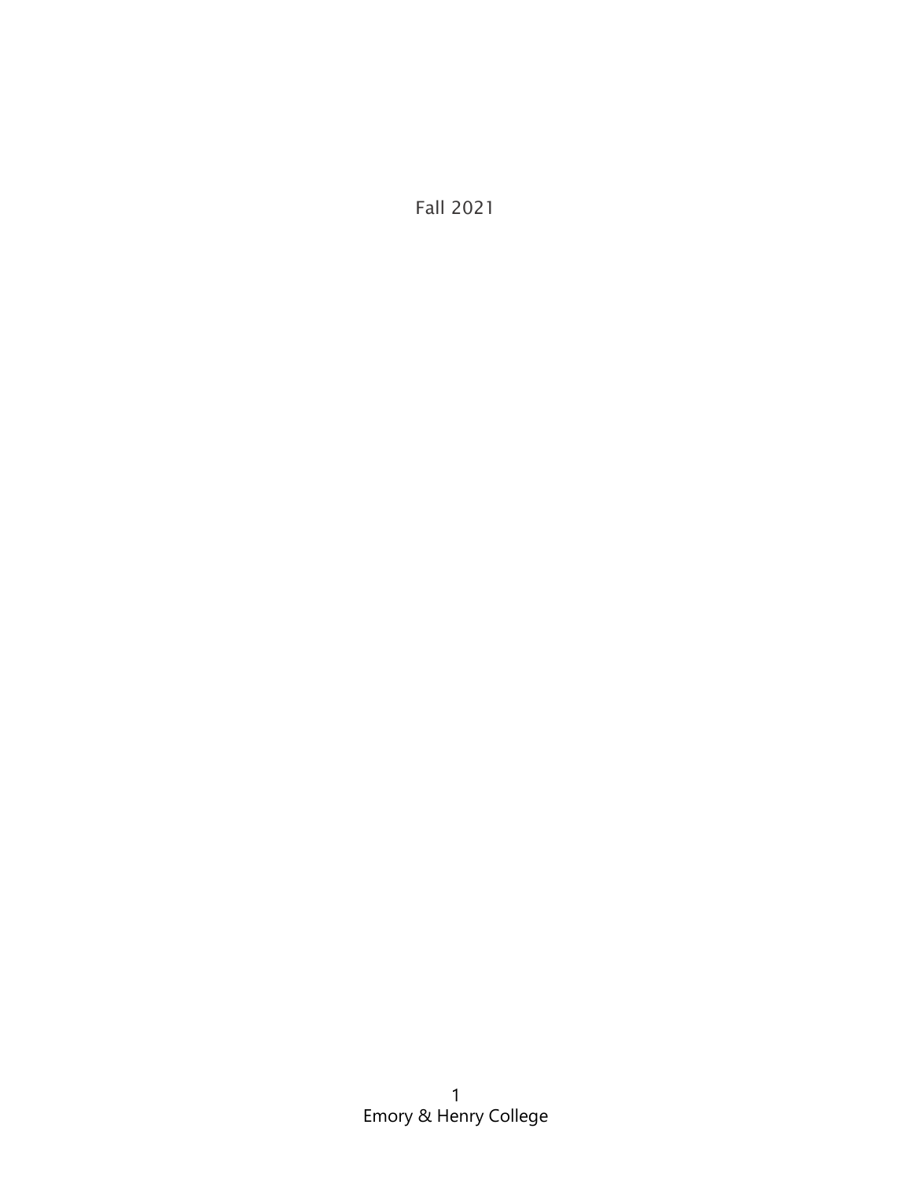Fall 2021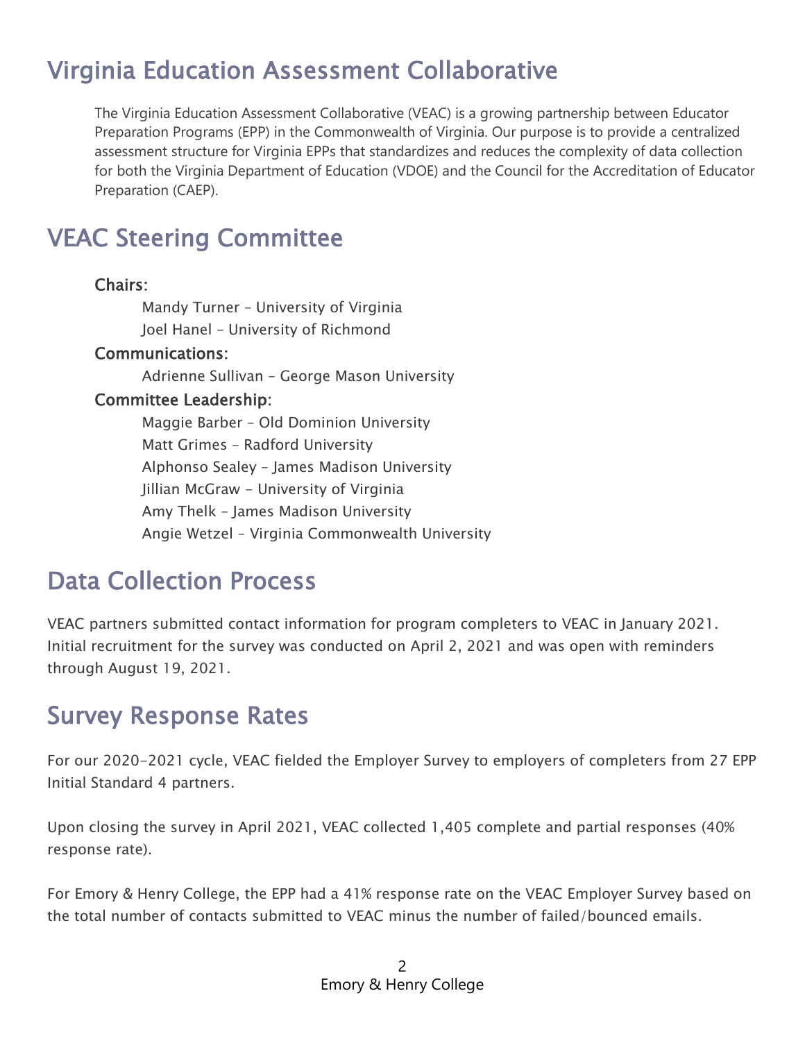# Virginia Education Assessment Collaborative

The Virginia Education Assessment Collaborative (VEAC) is a growing partnership between Educator Preparation Programs (EPP) in the Commonwealth of Virginia. Our purpose is to provide a centralized assessment structure for Virginia EPPs that standardizes and reduces the complexity of data collection for both the Virginia Department of Education (VDOE) and the Council for the Accreditation of Educator Preparation (CAEP).

# VEAC Steering Committee

**Chairs:**

Mandy Turner – University of Virginia
Joel Hanel – University of Richmond

**Communications:**

Adrienne Sullivan – George Mason University

**Committee Leadership:**

Maggie Barber – Old Dominion University
Matt Grimes – Radford University
Alphonso Sealey – James Madison University
Jillian McGraw – University of Virginia
Amy Thelk – James Madison University
Angie Wetzel – Virginia Commonwealth University

# Data Collection Process

VEAC partners submitted contact information for program completers to VEAC in January 2021. Initial recruitment for the survey was conducted on April 2, 2021 and was open with reminders through August 19, 2021.

# Survey Response Rates

For our 2020-2021 cycle, VEAC fielded the Employer Survey to employers of completers from 27 EPP Initial Standard 4 partners.

Upon closing the survey in April 2021, VEAC collected 1,405 complete and partial responses (40% response rate).

For Emory & Henry College, the EPP had a 41% response rate on the VEAC Employer Survey based on the total number of contacts submitted to VEAC minus the number of failed/bounced emails.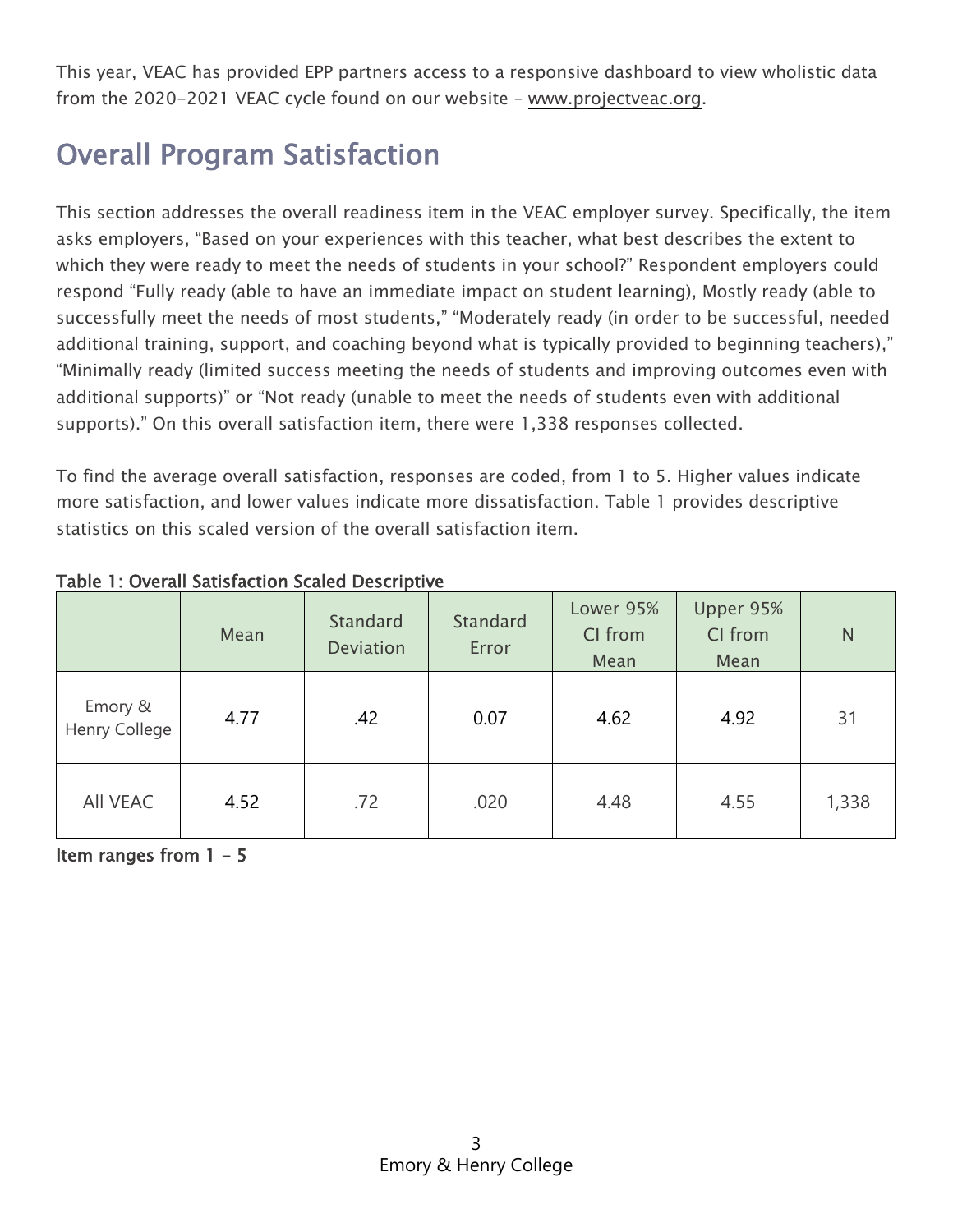This year, VEAC has provided EPP partners access to a responsive dashboard to view wholistic data from the 2020-2021 VEAC cycle found on our website – www.projectveac.org.

## Overall Program Satisfaction

This section addresses the overall readiness item in the VEAC employer survey. Specifically, the item asks employers, "Based on your experiences with this teacher, what best describes the extent to which they were ready to meet the needs of students in your school?" Respondent employers could respond "Fully ready (able to have an immediate impact on student learning), Mostly ready (able to successfully meet the needs of most students," "Moderately ready (in order to be successful, needed additional training, support, and coaching beyond what is typically provided to beginning teachers)," "Minimally ready (limited success meeting the needs of students and improving outcomes even with additional supports)" or "Not ready (unable to meet the needs of students even with additional supports)." On this overall satisfaction item, there were 1,338 responses collected.

To find the average overall satisfaction, responses are coded, from 1 to 5. Higher values indicate more satisfaction, and lower values indicate more dissatisfaction. Table 1 provides descriptive statistics on this scaled version of the overall satisfaction item.

**Table 1: Overall Satisfaction Scaled Descriptive**

| | Mean | Standard Deviation | Standard Error | Lower 95% CI from Mean | Upper 95% CI from Mean | N |
|---|---|---|---|---|---|---|
| Emory & Henry College | 4.77 | .42 | 0.07 | 4.62 | 4.92 | 31 |
| All VEAC | 4.52 | .72 | .020 | 4.48 | 4.55 | 1,338 |

**Item ranges from 1 - 5**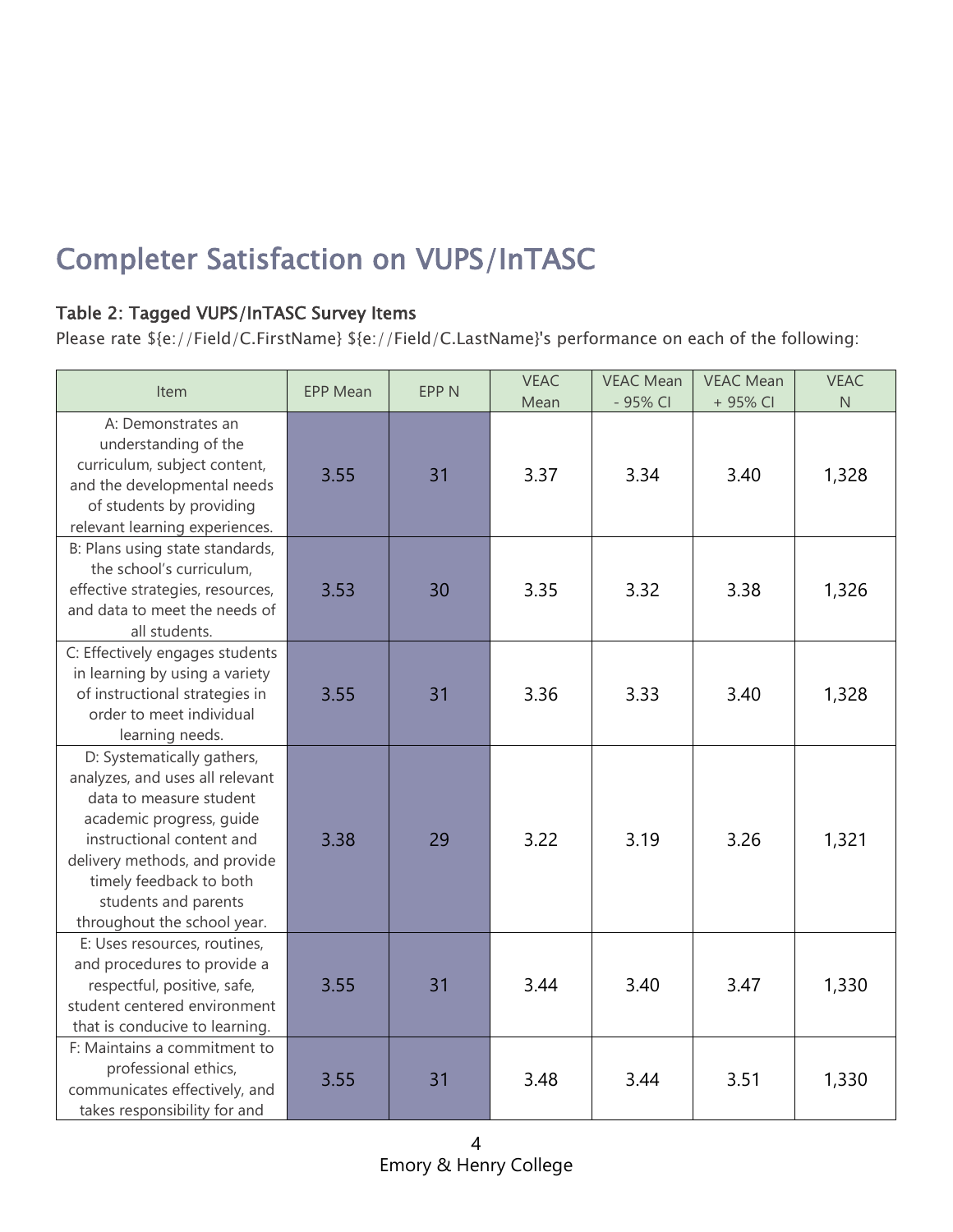# Completer Satisfaction on VUPS/InTASC

### Table 2: Tagged VUPS/InTASC Survey Items

Please rate ${e://Field/C.FirstName} ${e://Field/C.LastName}'s performance on each of the following:

| Item | EPP Mean | EPP N | VEAC Mean | VEAC Mean - 95% CI | VEAC Mean + 95% CI | VEAC N |
|---|---|---|---|---|---|---|
| A: Demonstrates an understanding of the curriculum, subject content, and the developmental needs of students by providing relevant learning experiences. | 3.55 | 31 | 3.37 | 3.34 | 3.40 | 1,328 |
| B: Plans using state standards, the school's curriculum, effective strategies, resources, and data to meet the needs of all students. | 3.53 | 30 | 3.35 | 3.32 | 3.38 | 1,326 |
| C: Effectively engages students in learning by using a variety of instructional strategies in order to meet individual learning needs. | 3.55 | 31 | 3.36 | 3.33 | 3.40 | 1,328 |
| D: Systematically gathers, analyzes, and uses all relevant data to measure student academic progress, guide instructional content and delivery methods, and provide timely feedback to both students and parents throughout the school year. | 3.38 | 29 | 3.22 | 3.19 | 3.26 | 1,321 |
| E: Uses resources, routines, and procedures to provide a respectful, positive, safe, student centered environment that is conducive to learning. | 3.55 | 31 | 3.44 | 3.40 | 3.47 | 1,330 |
| F: Maintains a commitment to professional ethics, communicates effectively, and takes responsibility for and | 3.55 | 31 | 3.48 | 3.44 | 3.51 | 1,330 |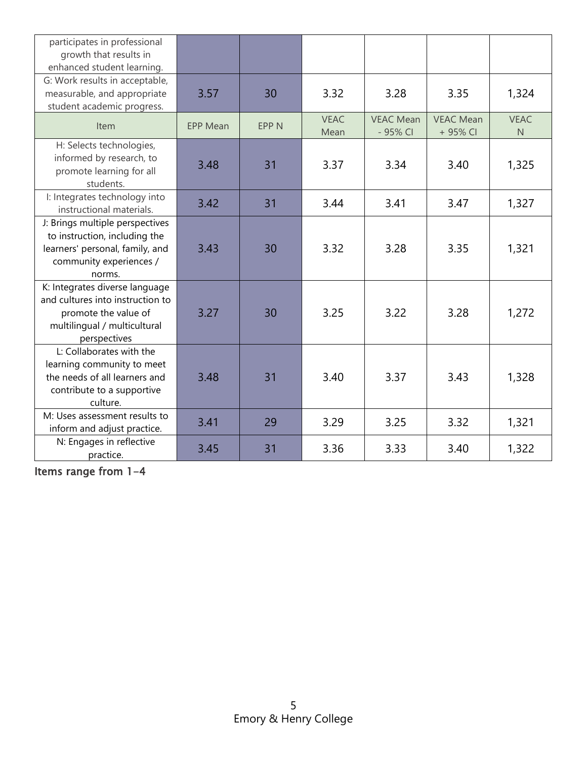| | | | | | | |
|---|---|---|---|---|---|---|
| participates in professional growth that results in enhanced student learning. | | | | | | |
| G: Work results in acceptable, measurable, and appropriate student academic progress. | 3.57 | 30 | 3.32 | 3.28 | 3.35 | 1,324 |
| Item | EPP Mean | EPP N | VEAC Mean | VEAC Mean - 95% CI | VEAC Mean + 95% CI | VEAC N |
| H: Selects technologies, informed by research, to promote learning for all students. | 3.48 | 31 | 3.37 | 3.34 | 3.40 | 1,325 |
| I: Integrates technology into instructional materials. | 3.42 | 31 | 3.44 | 3.41 | 3.47 | 1,327 |
| J: Brings multiple perspectives to instruction, including the learners' personal, family, and community experiences / norms. | 3.43 | 30 | 3.32 | 3.28 | 3.35 | 1,321 |
| K: Integrates diverse language and cultures into instruction to promote the value of multilingual / multicultural perspectives | 3.27 | 30 | 3.25 | 3.22 | 3.28 | 1,272 |
| L: Collaborates with the learning community to meet the needs of all learners and contribute to a supportive culture. | 3.48 | 31 | 3.40 | 3.37 | 3.43 | 1,328 |
| M: Uses assessment results to inform and adjust practice. | 3.41 | 29 | 3.29 | 3.25 | 3.32 | 1,321 |
| N: Engages in reflective practice. | 3.45 | 31 | 3.36 | 3.33 | 3.40 | 1,322 |

**Items range from 1-4**